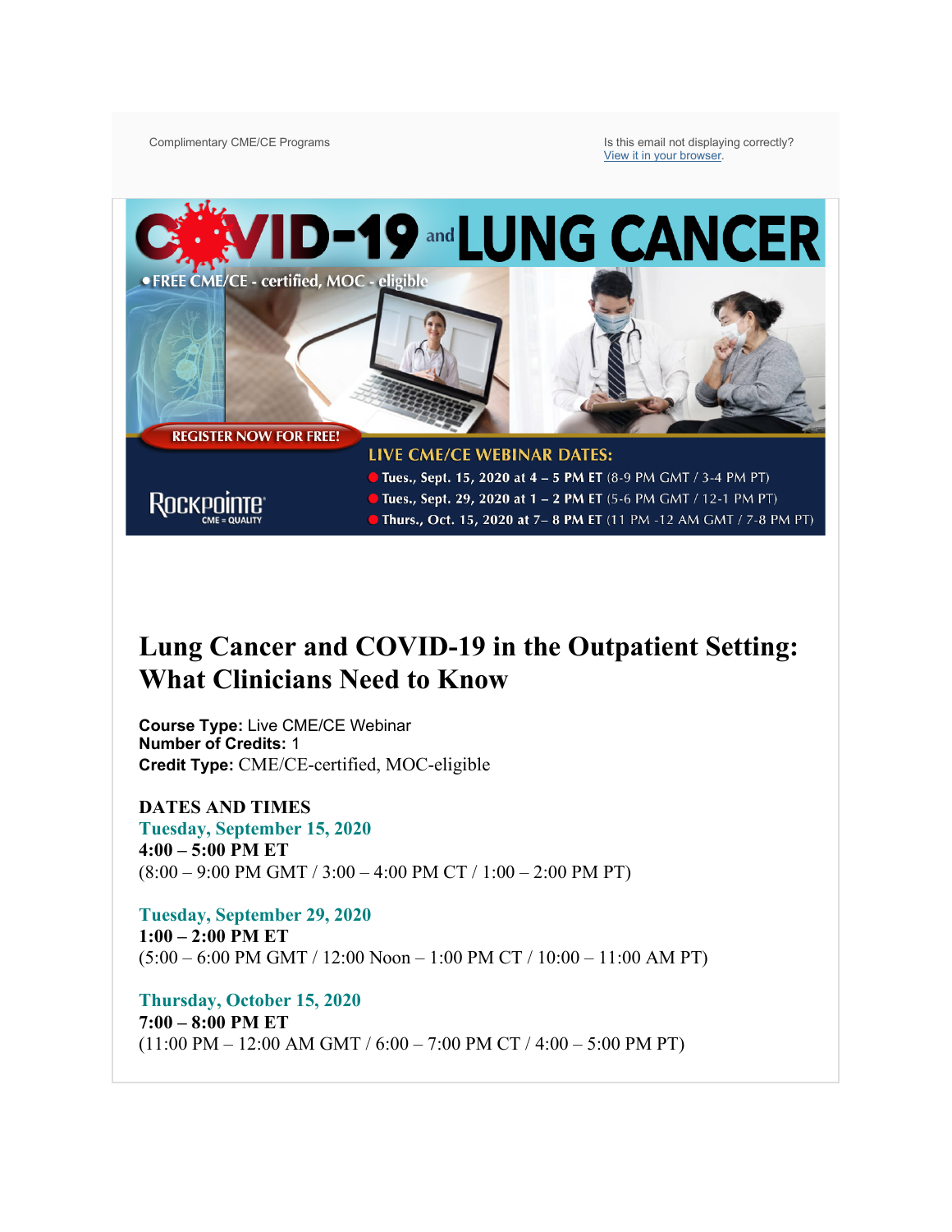Complimentary CME/CE Programs

Is this email not displaying correctly?
View it in your browser.

COVID-19 and LUNG CANCER

• FREE CME/CE - certified, MOC - eligible

REGISTER NOW FOR FREE!

LIVE CME/CE WEBINAR DATES:

- Tues., Sept. 15, 2020 at 4 – 5 PM ET (8-9 PM GMT / 3-4 PM PT)
- Tues., Sept. 29, 2020 at 1 – 2 PM ET (5-6 PM GMT / 12-1 PM PT)
- Thurs., Oct. 15, 2020 at 7– 8 PM ET (11 PM -12 AM GMT / 7-8 PM PT)

Rockpointe CME = QUALITY

# Lung Cancer and COVID-19 in the Outpatient Setting: What Clinicians Need to Know

**Course Type:** Live CME/CE Webinar
**Number of Credits:** 1
**Credit Type:** CME/CE-certified, MOC-eligible

**DATES AND TIMES**

**Tuesday, September 15, 2020**
**4:00 – 5:00 PM ET**
(8:00 – 9:00 PM GMT / 3:00 – 4:00 PM CT / 1:00 – 2:00 PM PT)

**Tuesday, September 29, 2020**
**1:00 – 2:00 PM ET**
(5:00 – 6:00 PM GMT / 12:00 Noon – 1:00 PM CT / 10:00 – 11:00 AM PT)

**Thursday, October 15, 2020**
**7:00 – 8:00 PM ET**
(11:00 PM – 12:00 AM GMT / 6:00 – 7:00 PM CT / 4:00 – 5:00 PM PT)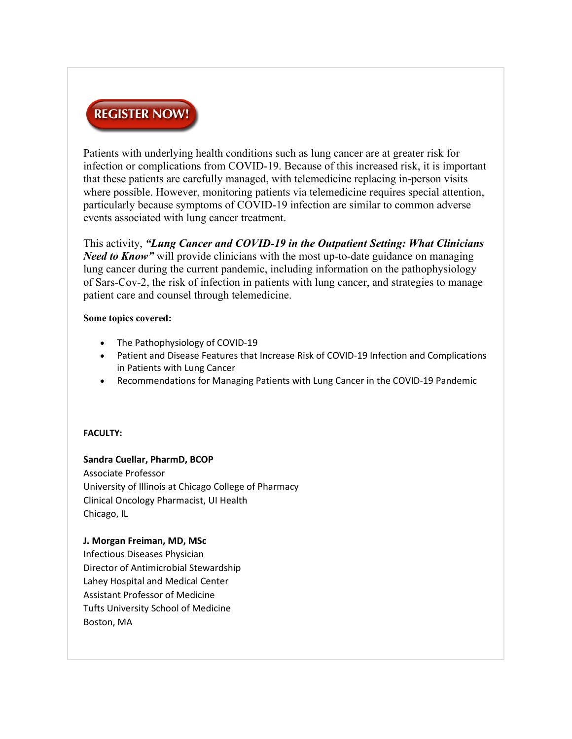**REGISTER NOW!**

Patients with underlying health conditions such as lung cancer are at greater risk for infection or complications from COVID-19. Because of this increased risk, it is important that these patients are carefully managed, with telemedicine replacing in-person visits where possible. However, monitoring patients via telemedicine requires special attention, particularly because symptoms of COVID-19 infection are similar to common adverse events associated with lung cancer treatment.

This activity, ***"Lung Cancer and COVID-19 in the Outpatient Setting: What Clinicians Need to Know"*** will provide clinicians with the most up-to-date guidance on managing lung cancer during the current pandemic, including information on the pathophysiology of Sars-Cov-2, the risk of infection in patients with lung cancer, and strategies to manage patient care and counsel through telemedicine.

**Some topics covered:**

- The Pathophysiology of COVID-19
- Patient and Disease Features that Increase Risk of COVID-19 Infection and Complications in Patients with Lung Cancer
- Recommendations for Managing Patients with Lung Cancer in the COVID-19 Pandemic

**FACULTY:**

**Sandra Cuellar, PharmD, BCOP**
Associate Professor
University of Illinois at Chicago College of Pharmacy
Clinical Oncology Pharmacist, UI Health
Chicago, IL

**J. Morgan Freiman, MD, MSc**
Infectious Diseases Physician
Director of Antimicrobial Stewardship
Lahey Hospital and Medical Center
Assistant Professor of Medicine
Tufts University School of Medicine
Boston, MA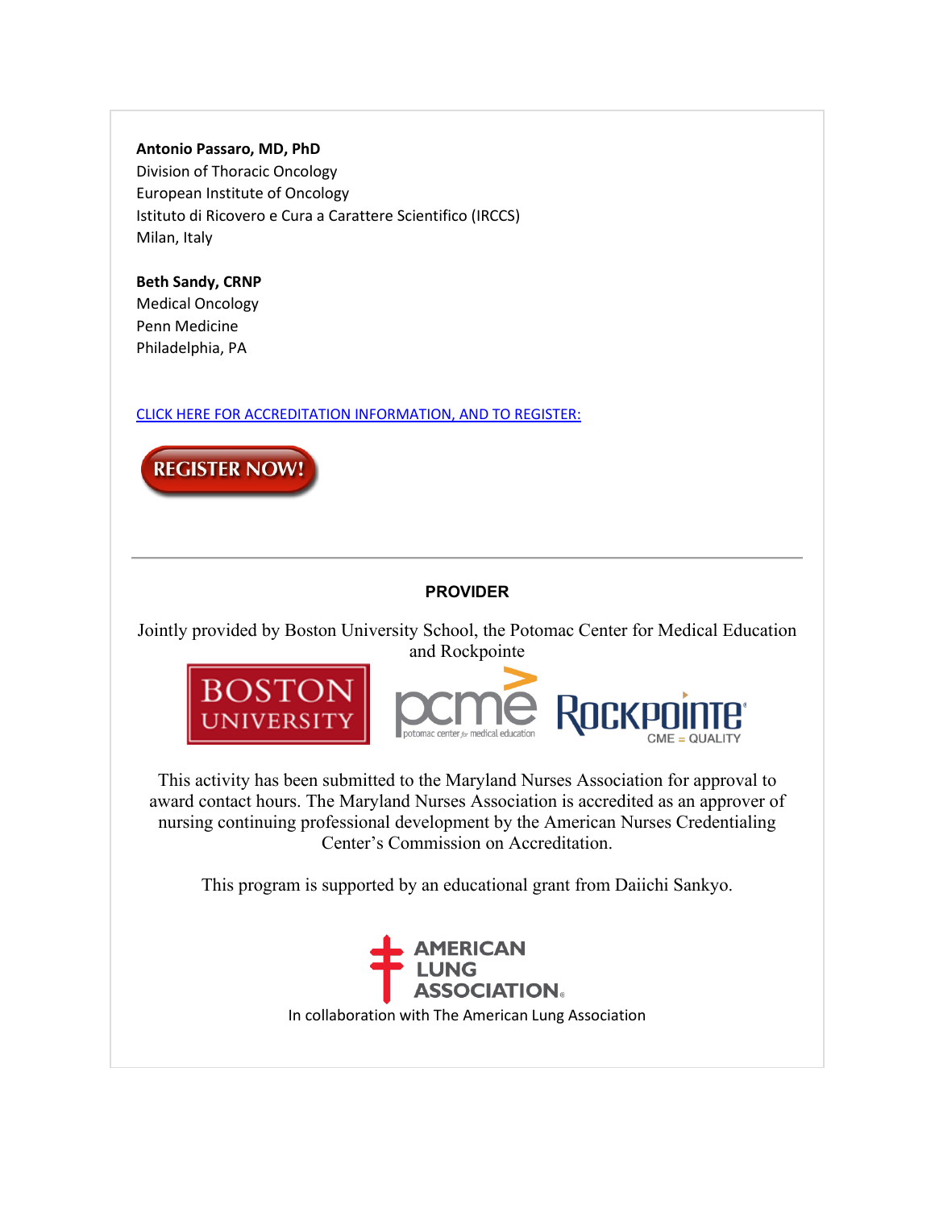**Antonio Passaro, MD, PhD**
Division of Thoracic Oncology
European Institute of Oncology
Istituto di Ricovero e Cura a Carattere Scientifico (IRCCS)
Milan, Italy

**Beth Sandy, CRNP**
Medical Oncology
Penn Medicine
Philadelphia, PA

CLICK HERE FOR ACCREDITATION INFORMATION, AND TO REGISTER:

REGISTER NOW!

---

**PROVIDER**

Jointly provided by Boston University School, the Potomac Center for Medical Education and Rockpointe

This activity has been submitted to the Maryland Nurses Association for approval to award contact hours. The Maryland Nurses Association is accredited as an approver of nursing continuing professional development by the American Nurses Credentialing Center's Commission on Accreditation.

This program is supported by an educational grant from Daiichi Sankyo.

In collaboration with The American Lung Association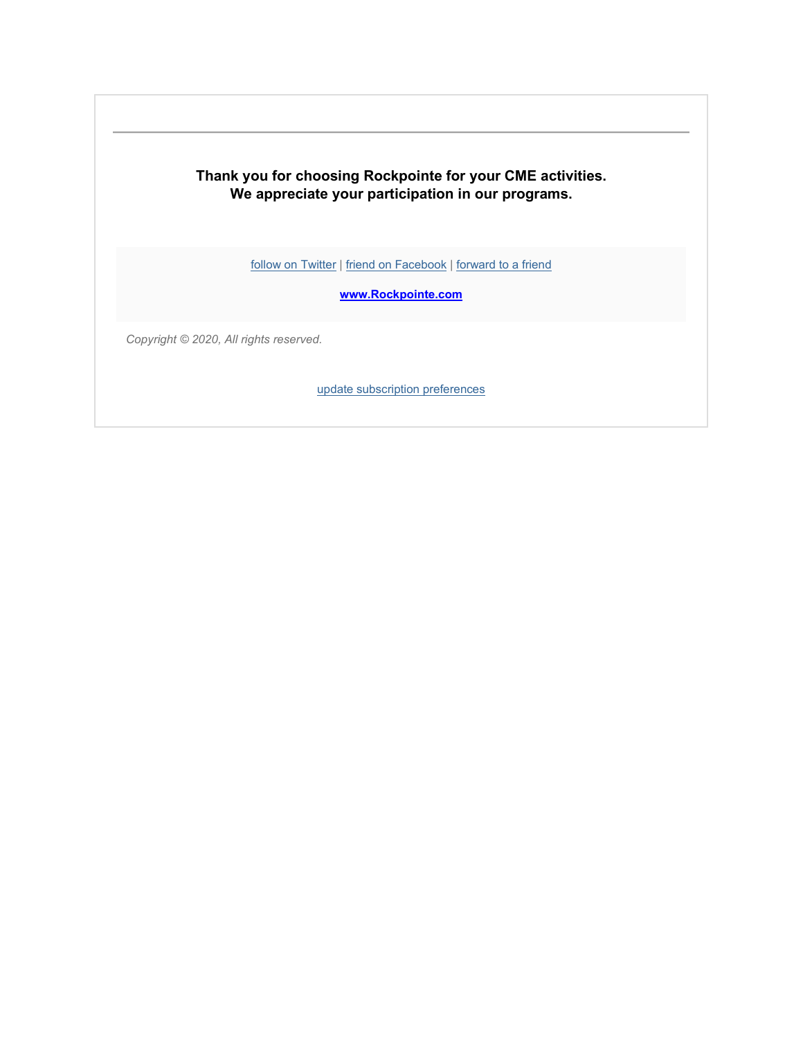---

**Thank you for choosing Rockpointe for your CME activities.**
**We appreciate your participation in our programs.**

follow on Twitter | friend on Facebook | forward to a friend

**www.Rockpointe.com**

*Copyright © 2020, All rights reserved.*

update subscription preferences